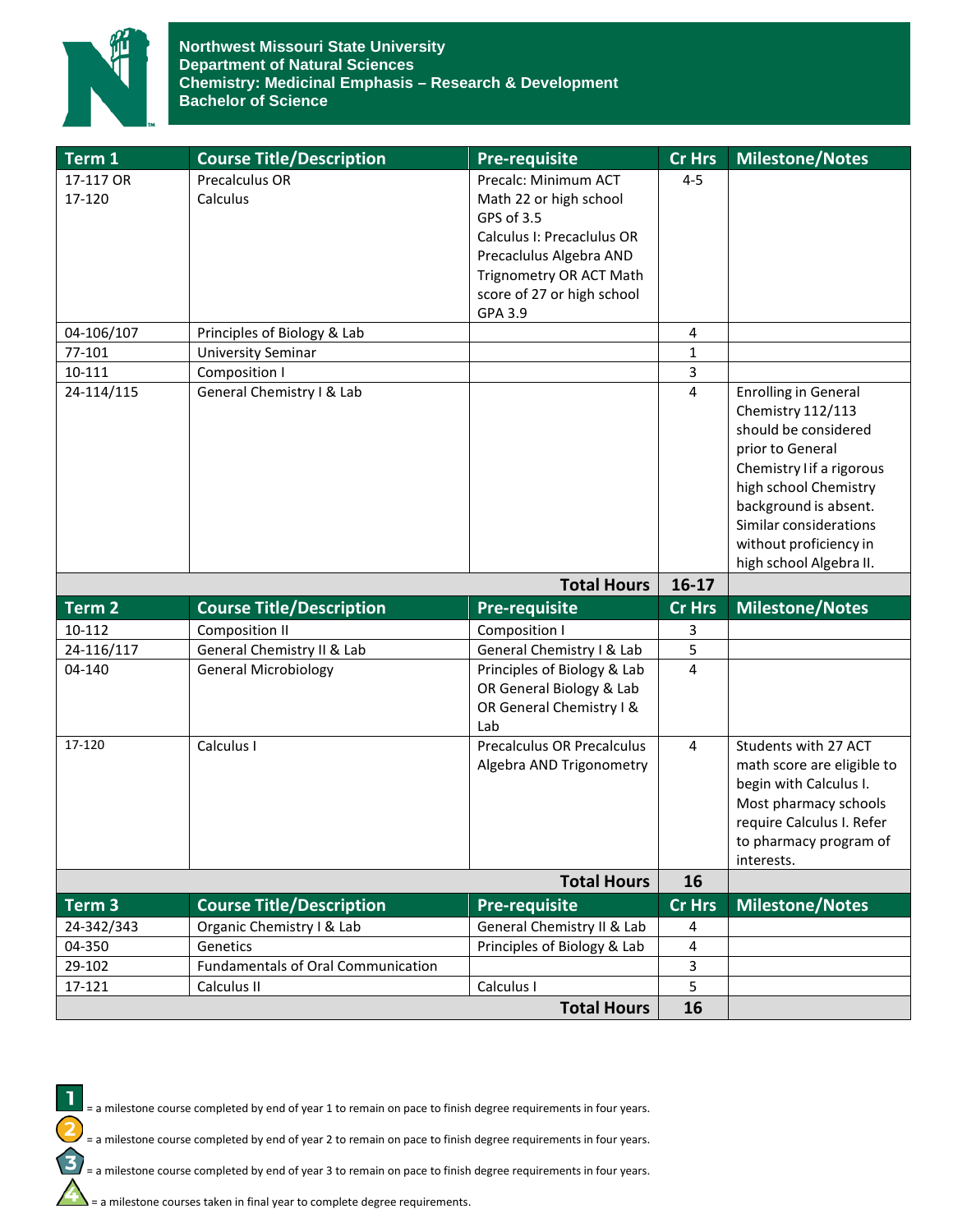# Northwest Missouri State University
## Department of Natural Sciences
## Chemistry: Medicinal Emphasis – Research & Development
## Bachelor of Science

| Term 1 | Course Title/Description | Pre-requisite | Cr Hrs | Milestone/Notes |
|---|---|---|---|---|
| 17-117 OR 17-120 | Precalculus OR Calculus | Precalc: Minimum ACT Math 22 or high school GPS of 3.5 Calculus I: Precaclulus OR Precaclulus Algebra AND Trignometry OR ACT Math score of 27 or high school GPA 3.9 | 4-5 | |
| 04-106/107 | Principles of Biology & Lab | | 4 | |
| 77-101 | University Seminar | | 1 | |
| 10-111 | Composition I | | 3 | |
| 24-114/115 | General Chemistry I & Lab | | 4 | Enrolling in General Chemistry 112/113 should be considered prior to General Chemistry I if a rigorous high school Chemistry background is absent. Similar considerations without proficiency in high school Algebra II. |
| | | **Total Hours** | **16-17** | |
| **Term 2** | **Course Title/Description** | **Pre-requisite** | **Cr Hrs** | **Milestone/Notes** |
| 10-112 | Composition II | Composition I | 3 | |
| 24-116/117 | General Chemistry II & Lab | General Chemistry I & Lab | 5 | |
| 04-140 | General Microbiology | Principles of Biology & Lab OR General Biology & Lab OR General Chemistry I & Lab | 4 | |
| 17-120 | Calculus I | Precalculus OR Precalculus Algebra AND Trigonometry | 4 | Students with 27 ACT math score are eligible to begin with Calculus I. Most pharmacy schools require Calculus I. Refer to pharmacy program of interests. |
| | | **Total Hours** | **16** | |
| **Term 3** | **Course Title/Description** | **Pre-requisite** | **Cr Hrs** | **Milestone/Notes** |
| 24-342/343 | Organic Chemistry I & Lab | General Chemistry II & Lab | 4 | |
| 04-350 | Genetics | Principles of Biology & Lab | 4 | |
| 29-102 | Fundamentals of Oral Communication | | 3 | |
| 17-121 | Calculus II | Calculus I | 5 | |
| | | **Total Hours** | **16** | |

1 = a milestone course completed by end of year 1 to remain on pace to finish degree requirements in four years.

2 = a milestone course completed by end of year 2 to remain on pace to finish degree requirements in four years.

3 = a milestone course completed by end of year 3 to remain on pace to finish degree requirements in four years.

4 = a milestone courses taken in final year to complete degree requirements.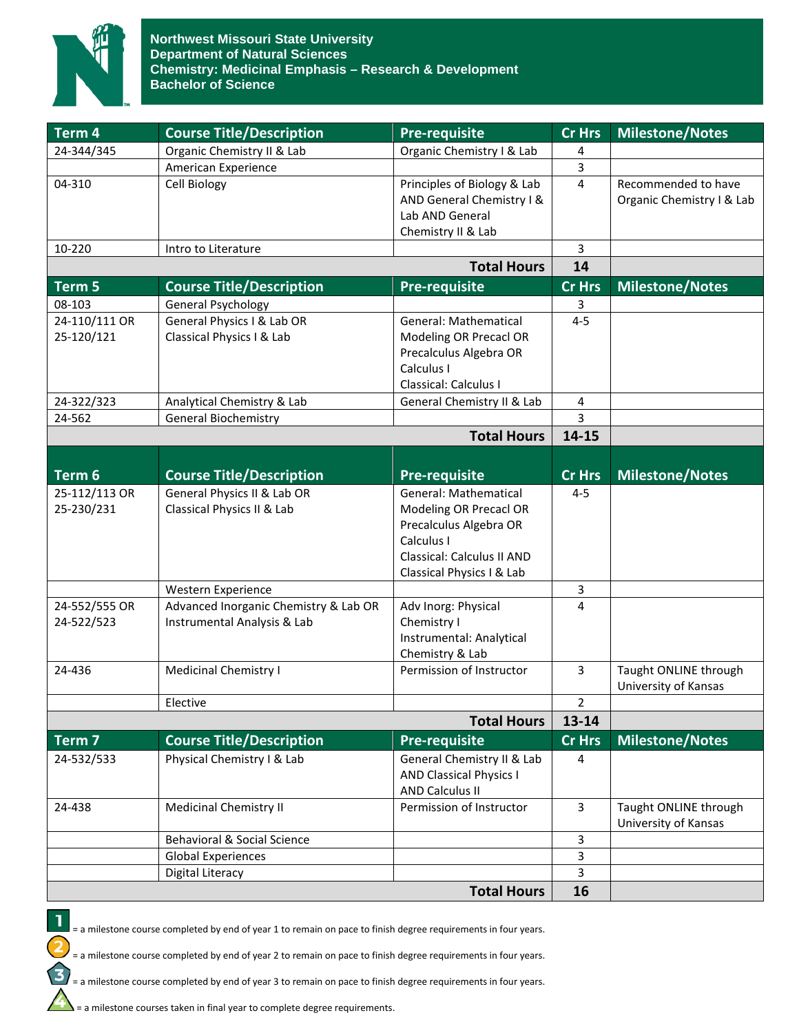**Northwest Missouri State University**
**Department of Natural Sciences**
**Chemistry: Medicinal Emphasis – Research & Development**
**Bachelor of Science**

| Term 4 | Course Title/Description | Pre-requisite | Cr Hrs | Milestone/Notes |
|---|---|---|---|---|
| 24-344/345 | Organic Chemistry II & Lab | Organic Chemistry I & Lab | 4 | |
| | American Experience | | 3 | |
| 04-310 | Cell Biology | Principles of Biology & Lab AND General Chemistry I & Lab AND General Chemistry II & Lab | 4 | Recommended to have Organic Chemistry I & Lab |
| 10-220 | Intro to Literature | | 3 | |
| | | **Total Hours** | **14** | |

| Term 5 | Course Title/Description | Pre-requisite | Cr Hrs | Milestone/Notes |
|---|---|---|---|---|
| 08-103 | General Psychology | | 3 | |
| 24-110/111 OR 25-120/121 | General Physics I & Lab OR Classical Physics I & Lab | General: Mathematical Modeling OR Precacl OR Precalculus Algebra OR Calculus I<br>Classical: Calculus I | 4-5 | |
| 24-322/323 | Analytical Chemistry & Lab | General Chemistry II & Lab | 4 | |
| 24-562 | General Biochemistry | | 3 | |
| | | **Total Hours** | **14-15** | |

| Term 6 | Course Title/Description | Pre-requisite | Cr Hrs | Milestone/Notes |
|---|---|---|---|---|
| 25-112/113 OR 25-230/231 | General Physics II & Lab OR Classical Physics II & Lab | General: Mathematical Modeling OR Precacl OR Precalculus Algebra OR Calculus I<br>Classical: Calculus II AND Classical Physics I & Lab | 4-5 | |
| | Western Experience | | 3 | |
| 24-552/555 OR 24-522/523 | Advanced Inorganic Chemistry & Lab OR Instrumental Analysis & Lab | Adv Inorg: Physical Chemistry I<br>Instrumental: Analytical Chemistry & Lab | 4 | |
| 24-436 | Medicinal Chemistry I | Permission of Instructor | 3 | Taught ONLINE through University of Kansas |
| | Elective | | 2 | |
| | | **Total Hours** | **13-14** | |

| Term 7 | Course Title/Description | Pre-requisite | Cr Hrs | Milestone/Notes |
|---|---|---|---|---|
| 24-532/533 | Physical Chemistry I & Lab | General Chemistry II & Lab AND Classical Physics I AND Calculus II | 4 | |
| 24-438 | Medicinal Chemistry II | Permission of Instructor | 3 | Taught ONLINE through University of Kansas |
| | Behavioral & Social Science | | 3 | |
| | Global Experiences | | 3 | |
| | Digital Literacy | | 3 | |
| | | **Total Hours** | **16** | |

1 = a milestone course completed by end of year 1 to remain on pace to finish degree requirements in four years.

2 = a milestone course completed by end of year 2 to remain on pace to finish degree requirements in four years.

3 = a milestone course completed by end of year 3 to remain on pace to finish degree requirements in four years.

4 = a milestone courses taken in final year to complete degree requirements.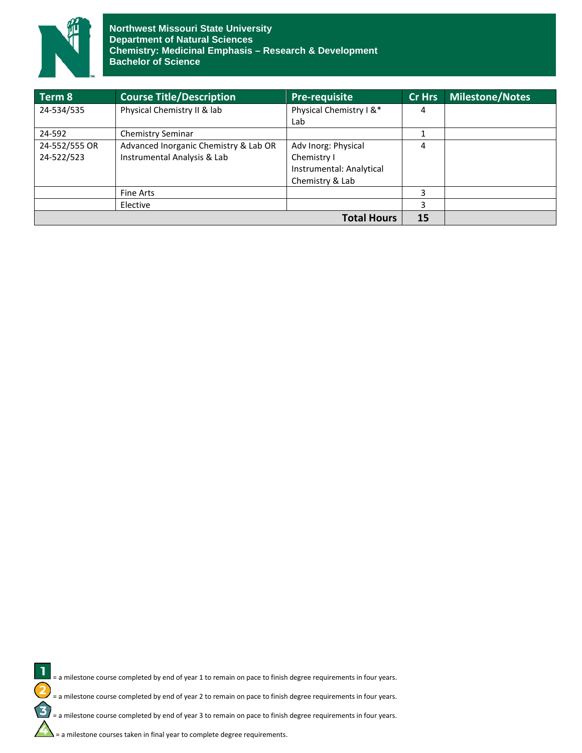**Northwest Missouri State University**
**Department of Natural Sciences**
**Chemistry: Medicinal Emphasis – Research & Development**
**Bachelor of Science**

| Term 8 | Course Title/Description | Pre-requisite | Cr Hrs | Milestone/Notes |
|---|---|---|---|---|
| 24-534/535 | Physical Chemistry II & lab | Physical Chemistry I &* Lab | 4 | |
| 24-592 | Chemistry Seminar | | 1 | |
| 24-552/555 OR 24-522/523 | Advanced Inorganic Chemistry & Lab OR Instrumental Analysis & Lab | Adv Inorg: Physical Chemistry I Instrumental: Analytical Chemistry & Lab | 4 | |
| | Fine Arts | | 3 | |
| | Elective | | 3 | |
| | | **Total Hours** | **15** | |

1 = a milestone course completed by end of year 1 to remain on pace to finish degree requirements in four years.

2 = a milestone course completed by end of year 2 to remain on pace to finish degree requirements in four years.

3 = a milestone course completed by end of year 3 to remain on pace to finish degree requirements in four years.

4 = a milestone courses taken in final year to complete degree requirements.